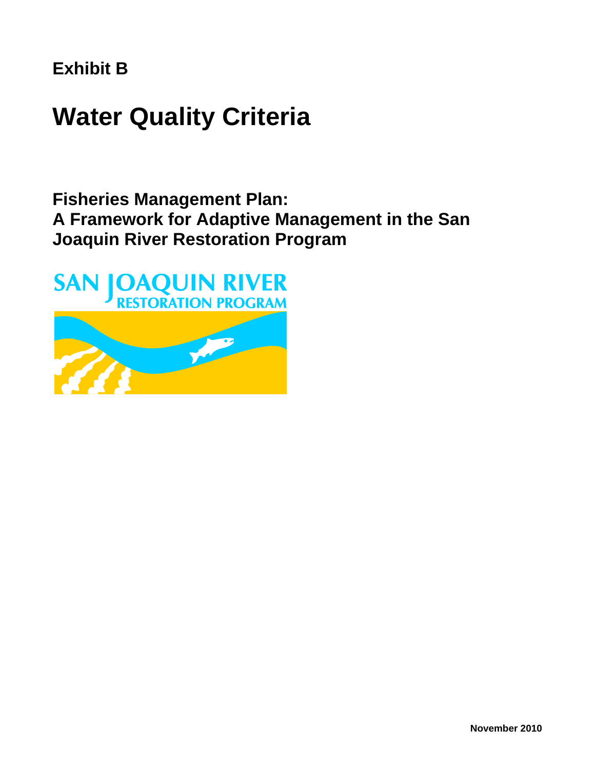**Exhibit B**

# Water Quality Criteria

## Fisheries Management Plan: A Framework for Adaptive Management in the San Joaquin River Restoration Program

SAN JOAQUIN RIVER RESTORATION PROGRAM

November 2010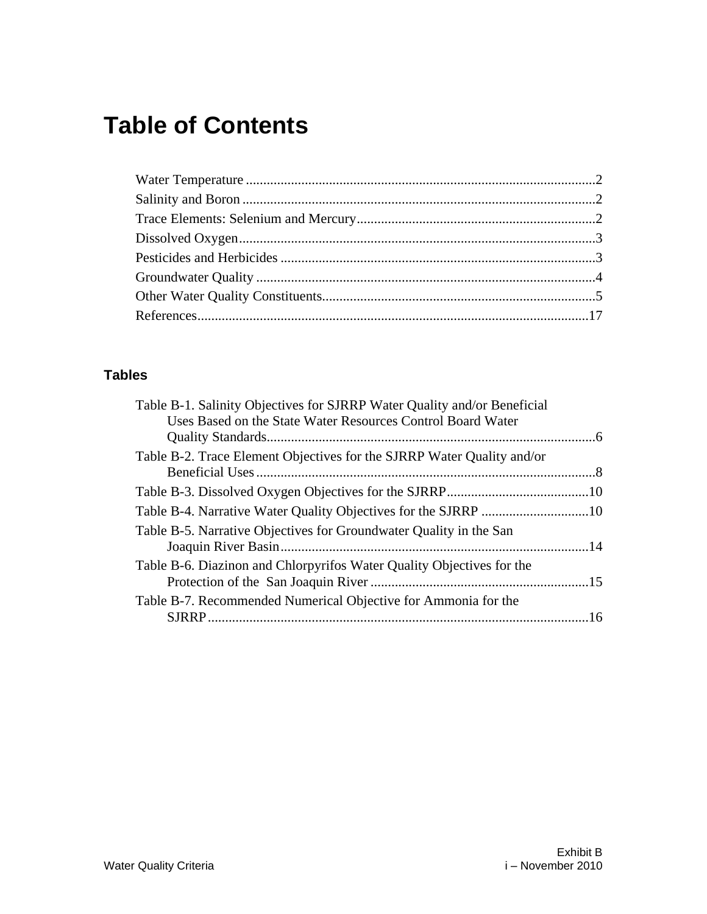# Table of Contents

Water Temperature ....................................................................................................2
Salinity and Boron .....................................................................................................2
Trace Elements: Selenium and Mercury....................................................................2
Dissolved Oxygen......................................................................................................3
Pesticides and Herbicides ..........................................................................................3
Groundwater Quality .................................................................................................4
Other Water Quality Constituents..............................................................................5
References................................................................................................................17

## Tables

Table B-1. Salinity Objectives for SJRRP Water Quality and/or Beneficial Uses Based on the State Water Resources Control Board Water Quality Standards..............................................................................................6
Table B-2. Trace Element Objectives for the SJRRP Water Quality and/or Beneficial Uses..................................................................................................8
Table B-3. Dissolved Oxygen Objectives for the SJRRP.........................................10
Table B-4. Narrative Water Quality Objectives for the SJRRP ...............................10
Table B-5. Narrative Objectives for Groundwater Quality in the San Joaquin River Basin.........................................................................................14
Table B-6. Diazinon and Chlorpyrifos Water Quality Objectives for the Protection of the San Joaquin River ...............................................................15
Table B-7. Recommended Numerical Objective for Ammonia for the SJRRP..............................................................................................................16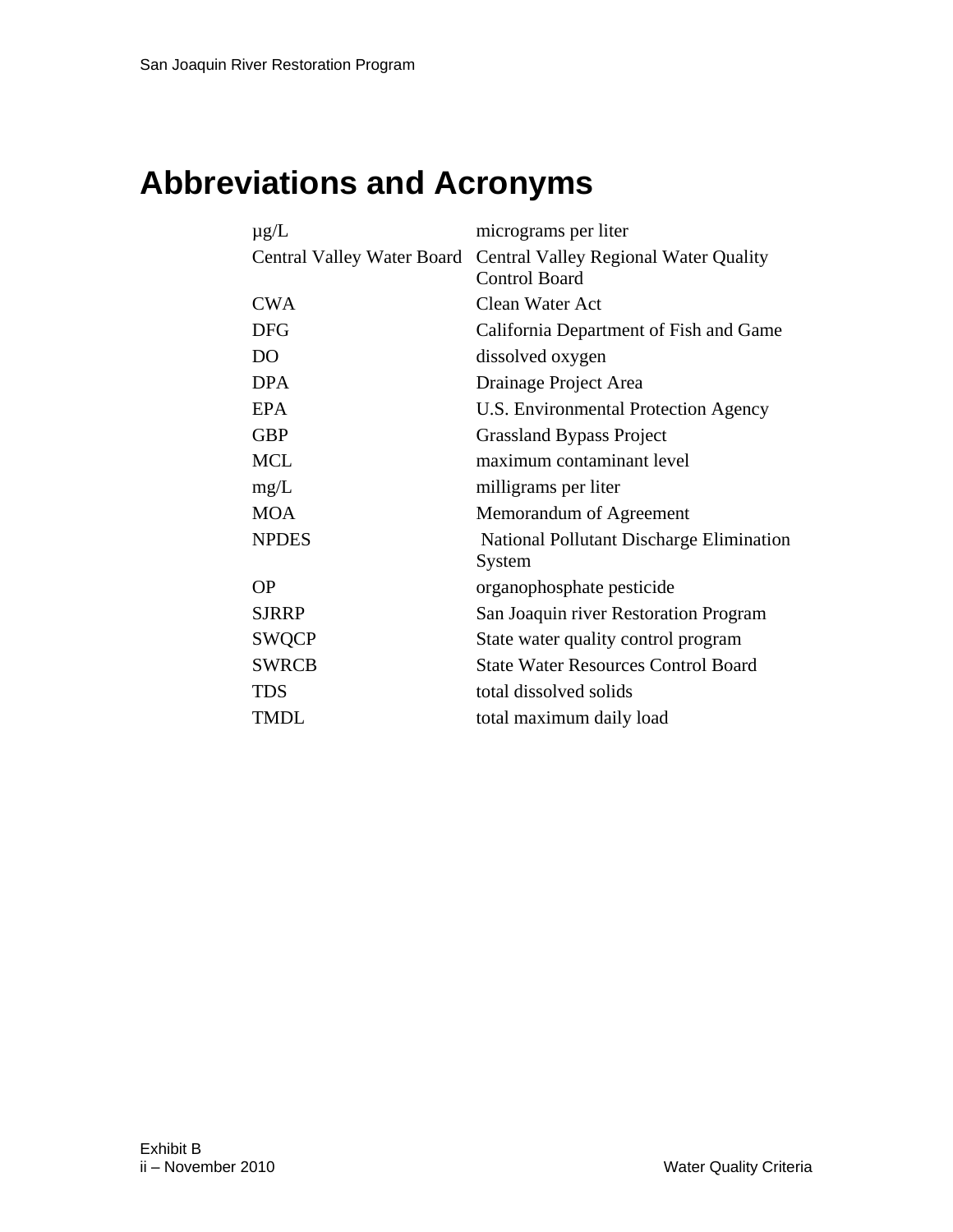# Abbreviations and Acronyms

| | |
|---|---|
| µg/L | micrograms per liter |
| Central Valley Water Board | Central Valley Regional Water Quality Control Board |
| CWA | Clean Water Act |
| DFG | California Department of Fish and Game |
| DO | dissolved oxygen |
| DPA | Drainage Project Area |
| EPA | U.S. Environmental Protection Agency |
| GBP | Grassland Bypass Project |
| MCL | maximum contaminant level |
| mg/L | milligrams per liter |
| MOA | Memorandum of Agreement |
| NPDES | National Pollutant Discharge Elimination System |
| OP | organophosphate pesticide |
| SJRRP | San Joaquin river Restoration Program |
| SWQCP | State water quality control program |
| SWRCB | State Water Resources Control Board |
| TDS | total dissolved solids |
| TMDL | total maximum daily load |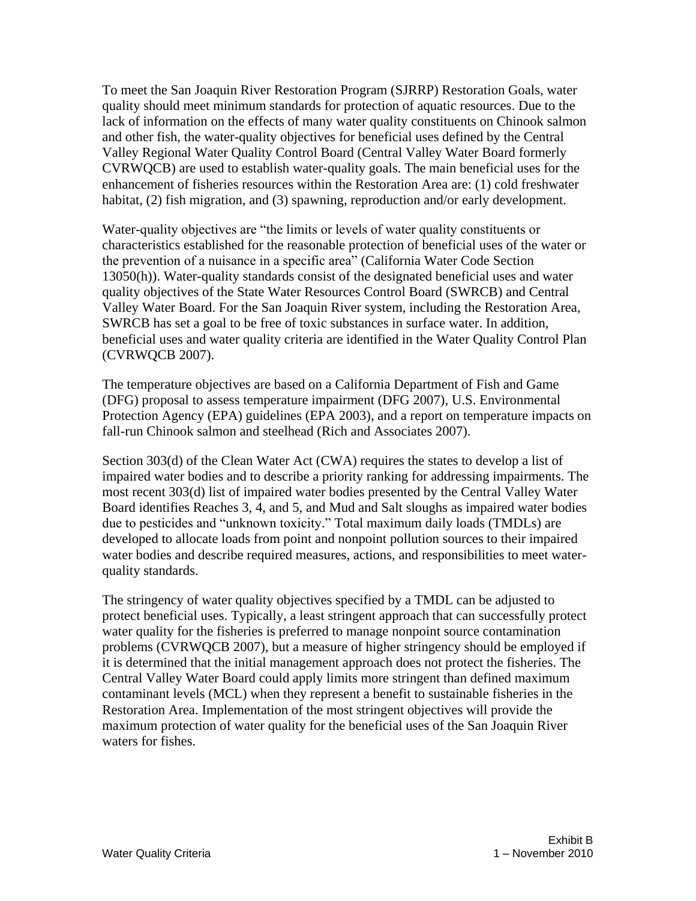To meet the San Joaquin River Restoration Program (SJRRP) Restoration Goals, water quality should meet minimum standards for protection of aquatic resources. Due to the lack of information on the effects of many water quality constituents on Chinook salmon and other fish, the water-quality objectives for beneficial uses defined by the Central Valley Regional Water Quality Control Board (Central Valley Water Board formerly CVRWQCB) are used to establish water-quality goals. The main beneficial uses for the enhancement of fisheries resources within the Restoration Area are: (1) cold freshwater habitat, (2) fish migration, and (3) spawning, reproduction and/or early development.

Water-quality objectives are "the limits or levels of water quality constituents or characteristics established for the reasonable protection of beneficial uses of the water or the prevention of a nuisance in a specific area" (California Water Code Section 13050(h)). Water-quality standards consist of the designated beneficial uses and water quality objectives of the State Water Resources Control Board (SWRCB) and Central Valley Water Board. For the San Joaquin River system, including the Restoration Area, SWRCB has set a goal to be free of toxic substances in surface water. In addition, beneficial uses and water quality criteria are identified in the Water Quality Control Plan (CVRWQCB 2007).

The temperature objectives are based on a California Department of Fish and Game (DFG) proposal to assess temperature impairment (DFG 2007), U.S. Environmental Protection Agency (EPA) guidelines (EPA 2003), and a report on temperature impacts on fall-run Chinook salmon and steelhead (Rich and Associates 2007).

Section 303(d) of the Clean Water Act (CWA) requires the states to develop a list of impaired water bodies and to describe a priority ranking for addressing impairments. The most recent 303(d) list of impaired water bodies presented by the Central Valley Water Board identifies Reaches 3, 4, and 5, and Mud and Salt sloughs as impaired water bodies due to pesticides and "unknown toxicity." Total maximum daily loads (TMDLs) are developed to allocate loads from point and nonpoint pollution sources to their impaired water bodies and describe required measures, actions, and responsibilities to meet water-quality standards.

The stringency of water quality objectives specified by a TMDL can be adjusted to protect beneficial uses. Typically, a least stringent approach that can successfully protect water quality for the fisheries is preferred to manage nonpoint source contamination problems (CVRWQCB 2007), but a measure of higher stringency should be employed if it is determined that the initial management approach does not protect the fisheries. The Central Valley Water Board could apply limits more stringent than defined maximum contaminant levels (MCL) when they represent a benefit to sustainable fisheries in the Restoration Area. Implementation of the most stringent objectives will provide the maximum protection of water quality for the beneficial uses of the San Joaquin River waters for fishes.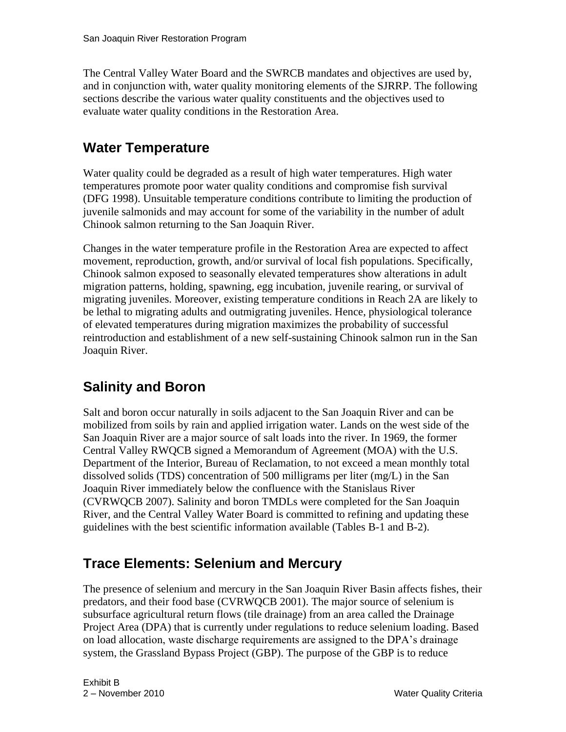The Central Valley Water Board and the SWRCB mandates and objectives are used by, and in conjunction with, water quality monitoring elements of the SJRRP. The following sections describe the various water quality constituents and the objectives used to evaluate water quality conditions in the Restoration Area.

## Water Temperature

Water quality could be degraded as a result of high water temperatures. High water temperatures promote poor water quality conditions and compromise fish survival (DFG 1998). Unsuitable temperature conditions contribute to limiting the production of juvenile salmonids and may account for some of the variability in the number of adult Chinook salmon returning to the San Joaquin River.

Changes in the water temperature profile in the Restoration Area are expected to affect movement, reproduction, growth, and/or survival of local fish populations. Specifically, Chinook salmon exposed to seasonally elevated temperatures show alterations in adult migration patterns, holding, spawning, egg incubation, juvenile rearing, or survival of migrating juveniles. Moreover, existing temperature conditions in Reach 2A are likely to be lethal to migrating adults and outmigrating juveniles. Hence, physiological tolerance of elevated temperatures during migration maximizes the probability of successful reintroduction and establishment of a new self-sustaining Chinook salmon run in the San Joaquin River.

## Salinity and Boron

Salt and boron occur naturally in soils adjacent to the San Joaquin River and can be mobilized from soils by rain and applied irrigation water. Lands on the west side of the San Joaquin River are a major source of salt loads into the river. In 1969, the former Central Valley RWQCB signed a Memorandum of Agreement (MOA) with the U.S. Department of the Interior, Bureau of Reclamation, to not exceed a mean monthly total dissolved solids (TDS) concentration of 500 milligrams per liter (mg/L) in the San Joaquin River immediately below the confluence with the Stanislaus River (CVRWQCB 2007). Salinity and boron TMDLs were completed for the San Joaquin River, and the Central Valley Water Board is committed to refining and updating these guidelines with the best scientific information available (Tables B-1 and B-2).

## Trace Elements: Selenium and Mercury

The presence of selenium and mercury in the San Joaquin River Basin affects fishes, their predators, and their food base (CVRWQCB 2001). The major source of selenium is subsurface agricultural return flows (tile drainage) from an area called the Drainage Project Area (DPA) that is currently under regulations to reduce selenium loading. Based on load allocation, waste discharge requirements are assigned to the DPA's drainage system, the Grassland Bypass Project (GBP). The purpose of the GBP is to reduce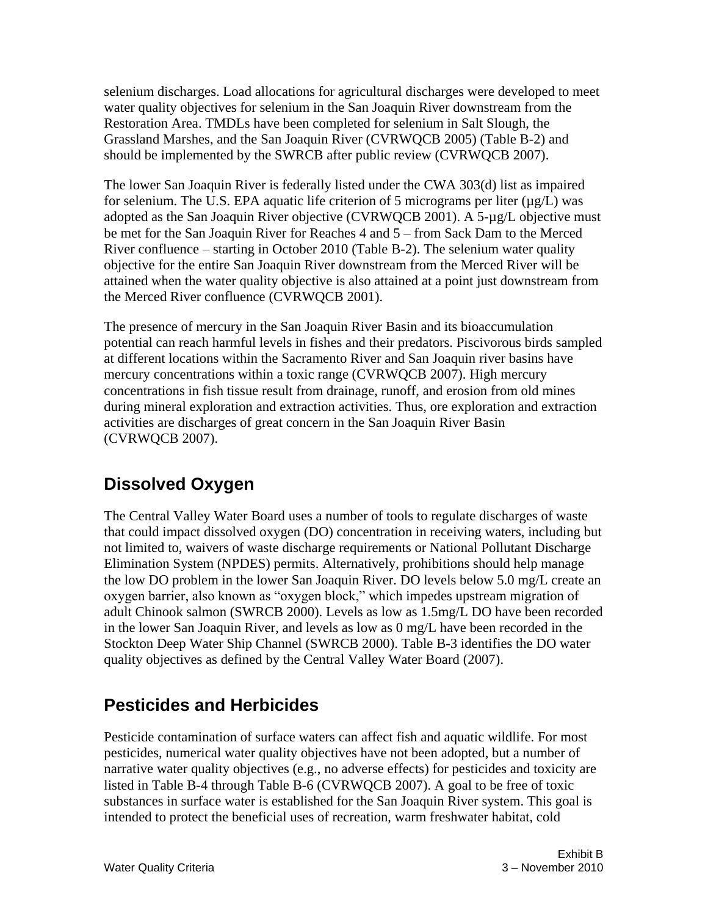selenium discharges. Load allocations for agricultural discharges were developed to meet water quality objectives for selenium in the San Joaquin River downstream from the Restoration Area. TMDLs have been completed for selenium in Salt Slough, the Grassland Marshes, and the San Joaquin River (CVRWQCB 2005) (Table B-2) and should be implemented by the SWRCB after public review (CVRWQCB 2007).

The lower San Joaquin River is federally listed under the CWA 303(d) list as impaired for selenium. The U.S. EPA aquatic life criterion of 5 micrograms per liter (µg/L) was adopted as the San Joaquin River objective (CVRWQCB 2001). A 5-µg/L objective must be met for the San Joaquin River for Reaches 4 and 5 – from Sack Dam to the Merced River confluence – starting in October 2010 (Table B-2). The selenium water quality objective for the entire San Joaquin River downstream from the Merced River will be attained when the water quality objective is also attained at a point just downstream from the Merced River confluence (CVRWQCB 2001).

The presence of mercury in the San Joaquin River Basin and its bioaccumulation potential can reach harmful levels in fishes and their predators. Piscivorous birds sampled at different locations within the Sacramento River and San Joaquin river basins have mercury concentrations within a toxic range (CVRWQCB 2007). High mercury concentrations in fish tissue result from drainage, runoff, and erosion from old mines during mineral exploration and extraction activities. Thus, ore exploration and extraction activities are discharges of great concern in the San Joaquin River Basin (CVRWQCB 2007).

## Dissolved Oxygen

The Central Valley Water Board uses a number of tools to regulate discharges of waste that could impact dissolved oxygen (DO) concentration in receiving waters, including but not limited to, waivers of waste discharge requirements or National Pollutant Discharge Elimination System (NPDES) permits. Alternatively, prohibitions should help manage the low DO problem in the lower San Joaquin River. DO levels below 5.0 mg/L create an oxygen barrier, also known as "oxygen block," which impedes upstream migration of adult Chinook salmon (SWRCB 2000). Levels as low as 1.5mg/L DO have been recorded in the lower San Joaquin River, and levels as low as 0 mg/L have been recorded in the Stockton Deep Water Ship Channel (SWRCB 2000). Table B-3 identifies the DO water quality objectives as defined by the Central Valley Water Board (2007).

## Pesticides and Herbicides

Pesticide contamination of surface waters can affect fish and aquatic wildlife. For most pesticides, numerical water quality objectives have not been adopted, but a number of narrative water quality objectives (e.g., no adverse effects) for pesticides and toxicity are listed in Table B-4 through Table B-6 (CVRWQCB 2007). A goal to be free of toxic substances in surface water is established for the San Joaquin River system. This goal is intended to protect the beneficial uses of recreation, warm freshwater habitat, cold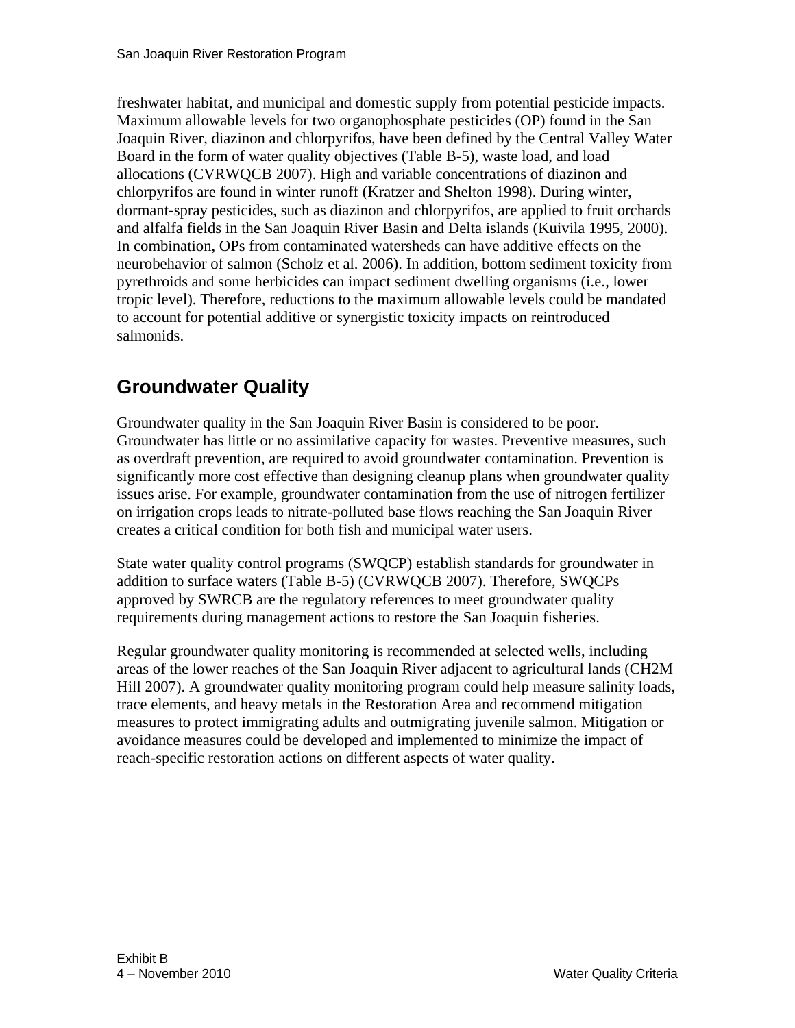freshwater habitat, and municipal and domestic supply from potential pesticide impacts. Maximum allowable levels for two organophosphate pesticides (OP) found in the San Joaquin River, diazinon and chlorpyrifos, have been defined by the Central Valley Water Board in the form of water quality objectives (Table B-5), waste load, and load allocations (CVRWQCB 2007). High and variable concentrations of diazinon and chlorpyrifos are found in winter runoff (Kratzer and Shelton 1998). During winter, dormant-spray pesticides, such as diazinon and chlorpyrifos, are applied to fruit orchards and alfalfa fields in the San Joaquin River Basin and Delta islands (Kuivila 1995, 2000). In combination, OPs from contaminated watersheds can have additive effects on the neurobehavior of salmon (Scholz et al. 2006). In addition, bottom sediment toxicity from pyrethroids and some herbicides can impact sediment dwelling organisms (i.e., lower tropic level). Therefore, reductions to the maximum allowable levels could be mandated to account for potential additive or synergistic toxicity impacts on reintroduced salmonids.

## Groundwater Quality

Groundwater quality in the San Joaquin River Basin is considered to be poor. Groundwater has little or no assimilative capacity for wastes. Preventive measures, such as overdraft prevention, are required to avoid groundwater contamination. Prevention is significantly more cost effective than designing cleanup plans when groundwater quality issues arise. For example, groundwater contamination from the use of nitrogen fertilizer on irrigation crops leads to nitrate-polluted base flows reaching the San Joaquin River creates a critical condition for both fish and municipal water users.

State water quality control programs (SWQCP) establish standards for groundwater in addition to surface waters (Table B-5) (CVRWQCB 2007). Therefore, SWQCPs approved by SWRCB are the regulatory references to meet groundwater quality requirements during management actions to restore the San Joaquin fisheries.

Regular groundwater quality monitoring is recommended at selected wells, including areas of the lower reaches of the San Joaquin River adjacent to agricultural lands (CH2M Hill 2007). A groundwater quality monitoring program could help measure salinity loads, trace elements, and heavy metals in the Restoration Area and recommend mitigation measures to protect immigrating adults and outmigrating juvenile salmon. Mitigation or avoidance measures could be developed and implemented to minimize the impact of reach-specific restoration actions on different aspects of water quality.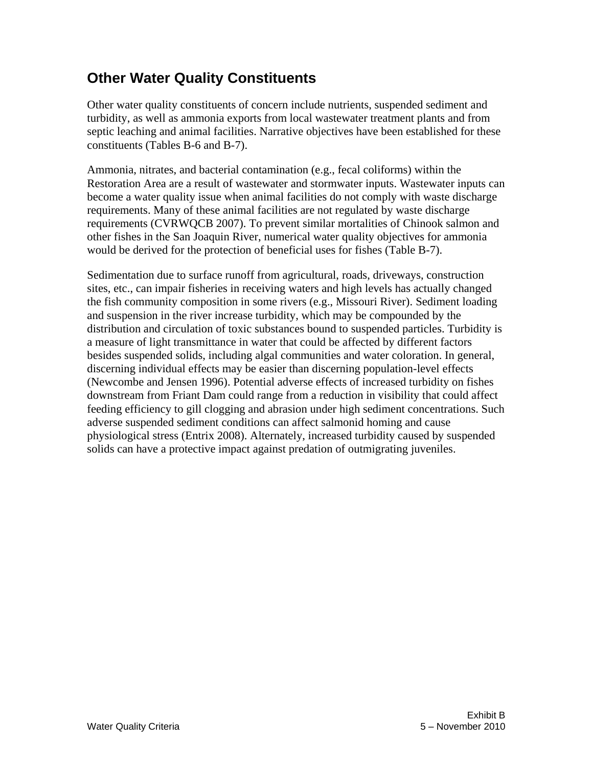## Other Water Quality Constituents

Other water quality constituents of concern include nutrients, suspended sediment and turbidity, as well as ammonia exports from local wastewater treatment plants and from septic leaching and animal facilities. Narrative objectives have been established for these constituents (Tables B-6 and B-7).

Ammonia, nitrates, and bacterial contamination (e.g., fecal coliforms) within the Restoration Area are a result of wastewater and stormwater inputs. Wastewater inputs can become a water quality issue when animal facilities do not comply with waste discharge requirements. Many of these animal facilities are not regulated by waste discharge requirements (CVRWQCB 2007). To prevent similar mortalities of Chinook salmon and other fishes in the San Joaquin River, numerical water quality objectives for ammonia would be derived for the protection of beneficial uses for fishes (Table B-7).

Sedimentation due to surface runoff from agricultural, roads, driveways, construction sites, etc., can impair fisheries in receiving waters and high levels has actually changed the fish community composition in some rivers (e.g., Missouri River). Sediment loading and suspension in the river increase turbidity, which may be compounded by the distribution and circulation of toxic substances bound to suspended particles. Turbidity is a measure of light transmittance in water that could be affected by different factors besides suspended solids, including algal communities and water coloration. In general, discerning individual effects may be easier than discerning population-level effects (Newcombe and Jensen 1996). Potential adverse effects of increased turbidity on fishes downstream from Friant Dam could range from a reduction in visibility that could affect feeding efficiency to gill clogging and abrasion under high sediment concentrations. Such adverse suspended sediment conditions can affect salmonid homing and cause physiological stress (Entrix 2008). Alternately, increased turbidity caused by suspended solids can have a protective impact against predation of outmigrating juveniles.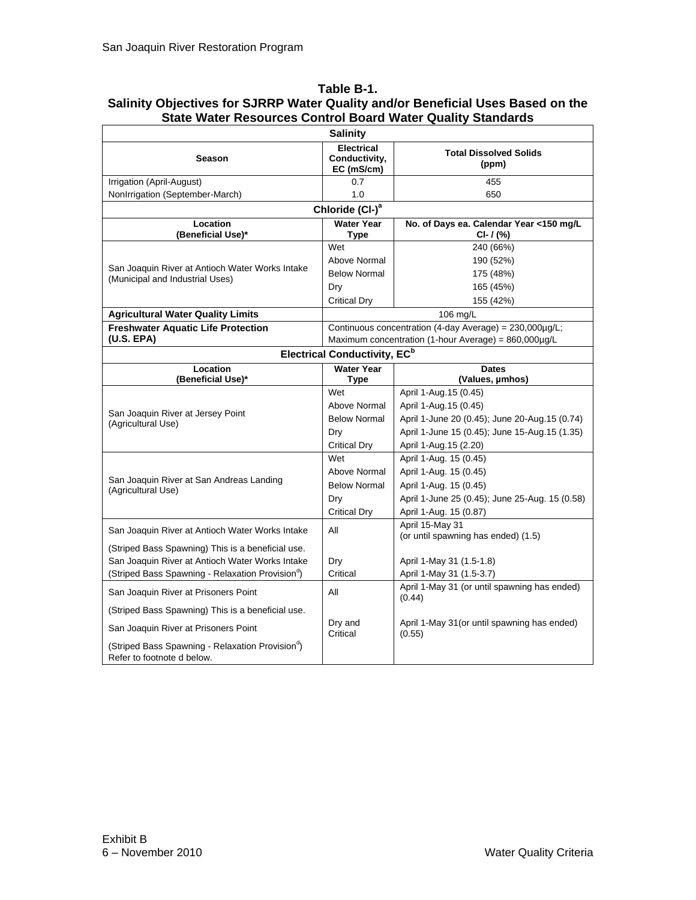**Table B-1.**
**Salinity Objectives for SJRRP Water Quality and/or Beneficial Uses Based on the State Water Resources Control Board Water Quality Standards**

| **Salinity** | | |
|---|---|---|
| **Season** | **Electrical Conductivity, EC (mS/cm)** | **Total Dissolved Solids (ppm)** |
| Irrigation (April-August) | 0.7 | 455 |
| NonIrrigation (September-March) | 1.0 | 650 |
| **Chloride ($Cl^-$)[a]** | | |
| **Location (Beneficial Use)*** | **Water Year Type** | **No. of Days ea. Calendar Year <150 mg/L $Cl^-$ / (%)** |
| San Joaquin River at Antioch Water Works Intake (Municipal and Industrial Uses) | Wet | 240 (66%) |
| | Above Normal | 190 (52%) |
| | Below Normal | 175 (48%) |
| | Dry | 165 (45%) |
| | Critical Dry | 155 (42%) |
| **Agricultural Water Quality Limits** | 106 mg/L | |
| **Freshwater Aquatic Life Protection (U.S. EPA)** | Continuous concentration (4-day Average) = 230,000µg/L; Maximum concentration (1-hour Average) = 860,000µg/L | |
| **Electrical Conductivity, EC[b]** | | |
| **Location (Beneficial Use)*** | **Water Year Type** | **Dates (Values, µmhos)** |
| San Joaquin River at Jersey Point (Agricultural Use) | Wet | April 1-Aug.15 (0.45) |
| | Above Normal | April 1-Aug.15 (0.45) |
| | Below Normal | April 1-June 20 (0.45); June 20-Aug.15 (0.74) |
| | Dry | April 1-June 15 (0.45); June 15-Aug.15 (1.35) |
| | Critical Dry | April 1-Aug.15 (2.20) |
| San Joaquin River at San Andreas Landing (Agricultural Use) | Wet | April 1-Aug. 15 (0.45) |
| | Above Normal | April 1-Aug. 15 (0.45) |
| | Below Normal | April 1-Aug. 15 (0.45) |
| | Dry | April 1-June 25 (0.45); June 25-Aug. 15 (0.58) |
| | Critical Dry | April 1-Aug. 15 (0.87) |
| San Joaquin River at Antioch Water Works Intake (Striped Bass Spawning) This is a beneficial use. | All | April 15-May 31 (or until spawning has ended) (1.5) |
| San Joaquin River at Antioch Water Works Intake (Striped Bass Spawning - Relaxation Provision[d]) | Dry | April 1-May 31 (1.5-1.8) |
| | Critical | April 1-May 31 (1.5-3.7) |
| San Joaquin River at Prisoners Point (Striped Bass Spawning) This is a beneficial use. | All | April 1-May 31 (or until spawning has ended) (0.44) |
| San Joaquin River at Prisoners Point (Striped Bass Spawning - Relaxation Provision[d]) Refer to footnote d below. | Dry and Critical | April 1-May 31(or until spawning has ended) (0.55) |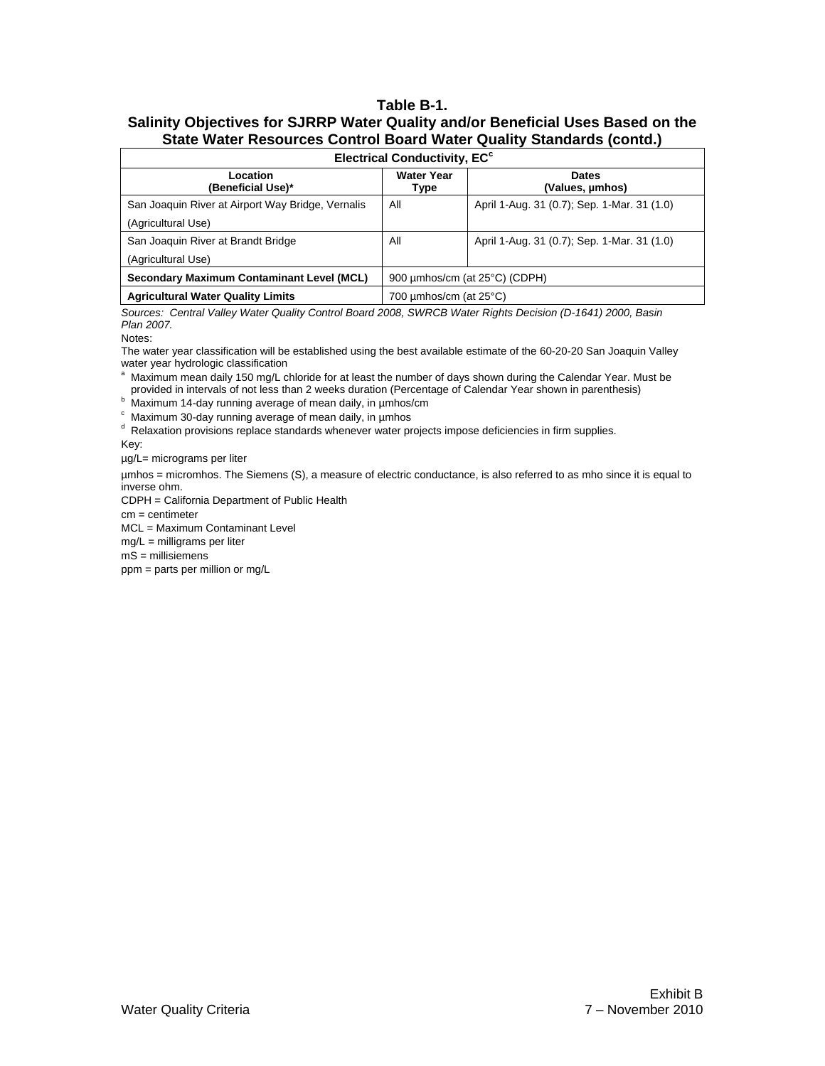**Table B-1.**
**Salinity Objectives for SJRRP Water Quality and/or Beneficial Uses Based on the State Water Resources Control Board Water Quality Standards (contd.)**

| Electrical Conductivity, EC[c] | | |
|---|---|---|
| **Location (Beneficial Use)*** | **Water Year Type** | **Dates (Values, µmhos)** |
| San Joaquin River at Airport Way Bridge, Vernalis (Agricultural Use) | All | April 1-Aug. 31 (0.7); Sep. 1-Mar. 31 (1.0) |
| San Joaquin River at Brandt Bridge (Agricultural Use) | All | April 1-Aug. 31 (0.7); Sep. 1-Mar. 31 (1.0) |
| **Secondary Maximum Contaminant Level (MCL)** | 900 µmhos/cm (at 25°C) (CDPH) | |
| **Agricultural Water Quality Limits** | 700 µmhos/cm (at 25°C) | |

*Sources: Central Valley Water Quality Control Board 2008, SWRCB Water Rights Decision (D-1641) 2000, Basin Plan 2007.*

Notes:

The water year classification will be established using the best available estimate of the 60-20-20 San Joaquin Valley water year hydrologic classification

[a] Maximum mean daily 150 mg/L chloride for at least the number of days shown during the Calendar Year. Must be provided in intervals of not less than 2 weeks duration (Percentage of Calendar Year shown in parenthesis)

[b] Maximum 14-day running average of mean daily, in µmhos/cm

[c] Maximum 30-day running average of mean daily, in µmhos

[d] Relaxation provisions replace standards whenever water projects impose deficiencies in firm supplies.

Key:

µg/L= micrograms per liter

µmhos = micromhos. The Siemens (S), a measure of electric conductance, is also referred to as mho since it is equal to inverse ohm.

CDPH = California Department of Public Health

cm = centimeter

MCL = Maximum Contaminant Level

mg/L = milligrams per liter

mS = millisiemens

ppm = parts per million or mg/L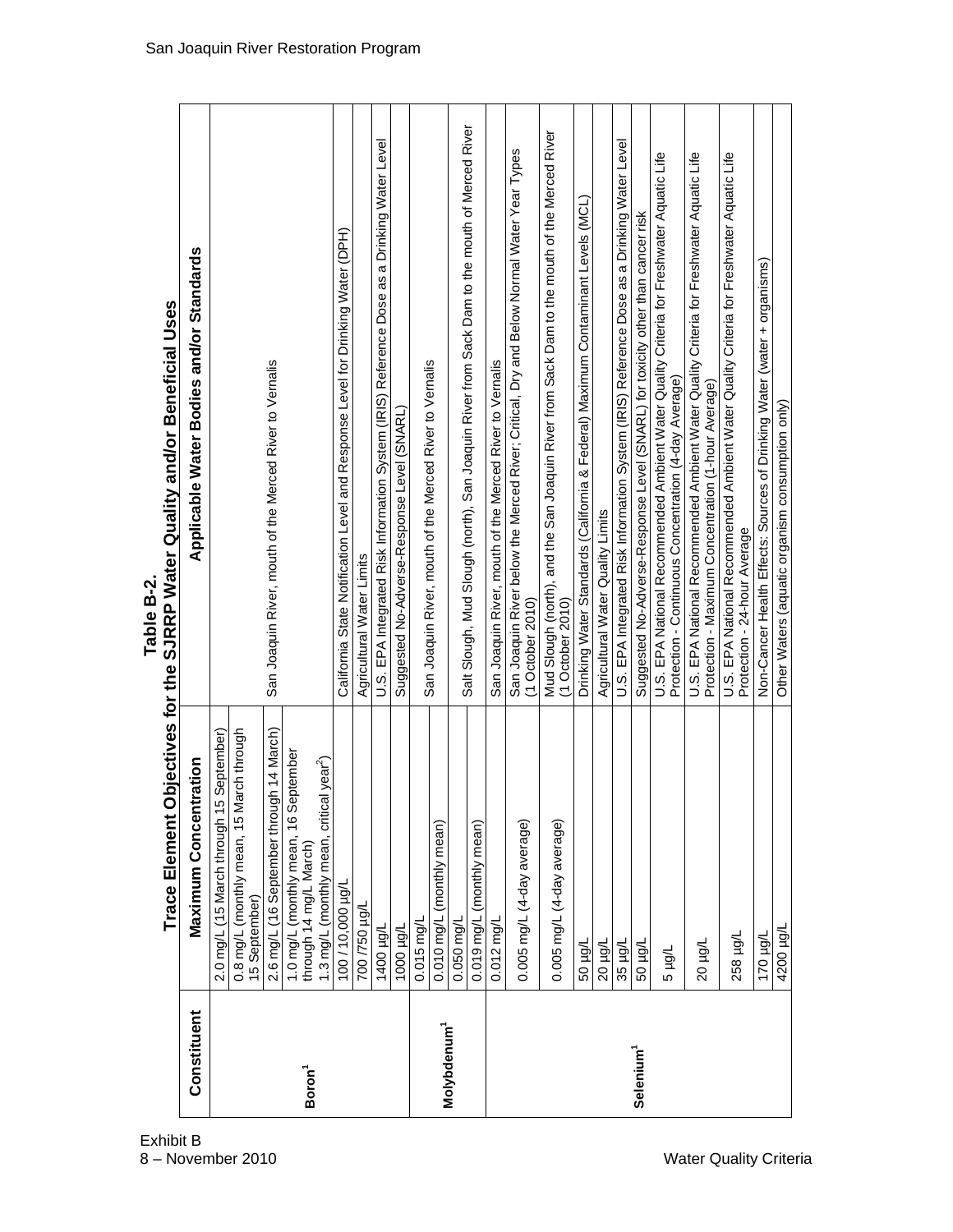**Table B-2.**
**Trace Element Objectives for the SJRRP Water Quality and/or Beneficial Uses**

| Constituent | Maximum Concentration | Applicable Water Bodies and/or Standards |
|---|---|---|
| Boron[1] | 2.0 mg/L (15 March through 15 September) | San Joaquin River, mouth of the Merced River to Vernalis |
| | 0.8 mg/L (monthly mean, 15 March through 15 September) | |
| | 2.6 mg/L (16 September through 14 March) | |
| | 1.0 mg/L (monthly mean, 16 September through 14 mg/L March) 1.3 mg/L (monthly mean, critical year[2]) | |
| | 100 / 10,000 µg/L | California State Notification Level and Response Level for Drinking Water (DPH) |
| | 700 /750 µg/L | Agricultural Water Limits |
| | 1400 µg/L | U.S. EPA Integrated Risk Information System (IRIS) Reference Dose as a Drinking Water Level |
| | 1000 µg/L | Suggested No-Adverse-Response Level (SNARL) |
| Molybdenum[1] | 0.015 mg/L | San Joaquin River, mouth of the Merced River to Vernalis |
| | 0.010 mg/L (monthly mean) | |
| | 0.050 mg/L | Salt Slough, Mud Slough (north), San Joaquin River from Sack Dam to the mouth of Merced River |
| | 0.019 mg/L (monthly mean) | |
| Selenium[1] | 0.012 mg/L | San Joaquin River, mouth of the Merced River to Vernalis |
| | 0.005 mg/L (4-day average) | San Joaquin River below the Merced River; Critical, Dry and Below Normal Water Year Types (1 October 2010) |
| | 0.005 mg/L (4-day average) | Mud Slough (north), and the San Joaquin River from Sack Dam to the mouth of the Merced River (1 October 2010) |
| | 50 µg/L | Drinking Water Standards (California & Federal) Maximum Contaminant Levels (MCL) |
| | 20 µg/L | Agricultural Water Quality Limits |
| | 35 µg/L | U.S. EPA Integrated Risk Information System (IRIS) Reference Dose as a Drinking Water Level |
| | 50 µg/L | Suggested No-Adverse-Response Level (SNARL) for toxicity other than cancer risk |
| | 5 µg/L | U.S. EPA National Recommended Ambient Water Quality Criteria for Freshwater Aquatic Life Protection - Continuous Concentration (4-day Average) |
| | 20 µg/L | U.S. EPA National Recommended Ambient Water Quality Criteria for Freshwater Aquatic Life Protection - Maximum Concentration (1-hour Average) |
| | 258 µg/L | U.S. EPA National Recommended Ambient Water Quality Criteria for Freshwater Aquatic Life Protection - 24-hour Average |
| | 170 µg/L | Non-Cancer Health Effects: Sources of Drinking Water (water + organisms) |
| | 4200 µg/L | Other Waters (aquatic organism consumption only) |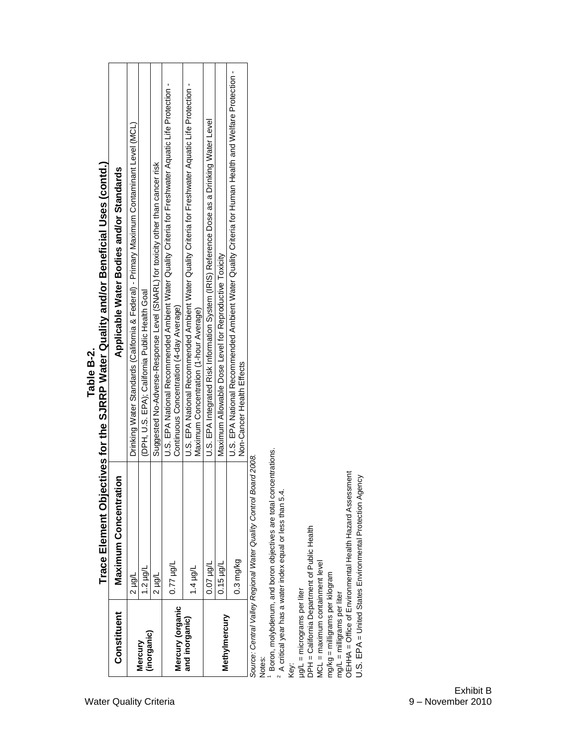# Table B-2.
## Trace Element Objectives for the SJRRP Water Quality and/or Beneficial Uses (contd.)

| Constituent | Maximum Concentration | Applicable Water Bodies and/or Standards |
|---|---|---|
| Mercury (inorganic) | 2 µg/L | Drinking Water Standards (California & Federal) - Primary Maximum Contaminant Level (MCL) |
| | 1.2 µg/L | (DPH, U.S. EPA); California Public Health Goal |
| | 2 µg/L | Suggested No-Adverse-Response Level (SNARL) for toxicity other than cancer risk |
| Mercury (organic and inorganic) | 0.77 µg/L | U.S. EPA National Recommended Ambient Water Quality Criteria for Freshwater Aquatic Life Protection - Continuous Concentration (4-day Average) |
| | 1.4 µg/L | U.S. EPA National Recommended Ambient Water Quality Criteria for Freshwater Aquatic Life Protection - Maximum Concentration (1-hour Average) |
| Methylmercury | 0.07 µg/L | U.S. EPA Integrated Risk Information System (IRIS) Reference Dose as a Drinking Water Level |
| | 0.15 µg/L | Maximum Allowable Dose Level for Reproductive Toxicity |
| | 0.3 mg/kg | U.S. EPA National Recommended Ambient Water Quality Criteria for Human Health and Welfare Protection - Non-Cancer Health Effects |

*Source: Central Valley Regional Water Quality Control Board 2008.*

Notes:

[1] Boron, molybdenum, and boron objectives are total concentrations.

[2] A critical year has a water index equal or less than 5.4.

Key:

µg/L = micrograms per liter
DPH = California Department of Public Health
MCL = maximum containment level
mg/kg = milligrams per kilogram
mg/L = milligrams per liter
OEHHA = Office of Environmental Health Hazard Assessment
U.S. EPA = United States Environmental Protection Agency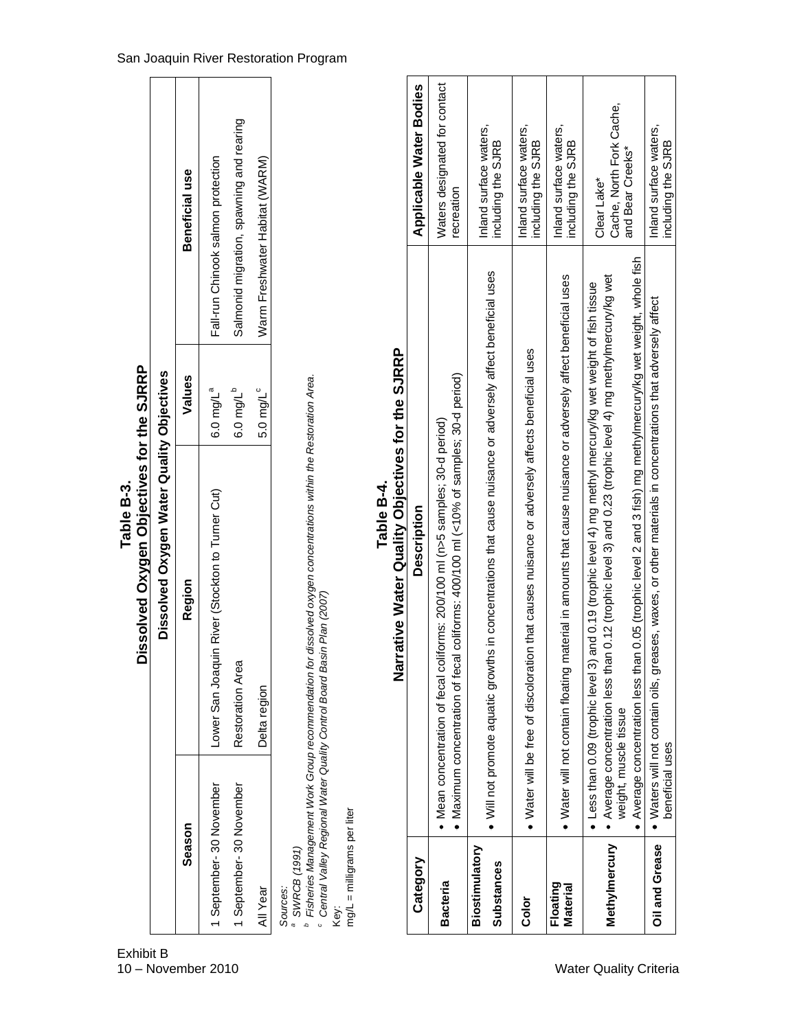**Table B-3.**
**Dissolved Oxygen Objectives for the SJRRP**

| Dissolved Oxygen Water Quality Objectives | | | |
|---|---|---|---|
| **Season** | **Region** | **Values** | **Beneficial use** |
| 1 September- 30 November | Lower San Joaquin River (Stockton to Turner Cut) | 6.0 mg/L [a] | Fall-run Chinook salmon protection |
| 1 September- 30 November | Restoration Area | 6.0 mg/L [b] | Salmonid migration, spawning and rearing |
| All Year | Delta region | 5.0 mg/L [c] | Warm Freshwater Habitat (WARM) |

*Sources:*
[a] *SWRCB (1991)*
[b] *Fisheries Management Work Group recommendation for dissolved oxygen concentrations within the Restoration Area.*
[c] *Central Valley Regional Water Quality Control Board Basin Plan (2007)*
*Key:*
mg/L = milligrams per liter

**Table B-4.**
**Narrative Water Quality Objectives for the SJRRP**

| Category | Description | Applicable Water Bodies |
|---|---|---|
| **Bacteria** | • Mean concentration of fecal coliforms: 200/100 ml (n>5 samples; 30-d period)<br>• Maximum concentration of fecal coliforms: 400/100 ml (<10% of samples; 30-d period) | Waters designated for contact recreation |
| **Biostimulatory Substances** | • Will not promote aquatic growths in concentrations that cause nuisance or adversely affect beneficial uses | Inland surface waters, including the SJRB |
| **Color** | • Water will be free of discoloration that causes nuisance or adversely affects beneficial uses | Inland surface waters, including the SJRB |
| **Floating Material** | • Water will not contain floating material in amounts that cause nuisance or adversely affect beneficial uses | Inland surface waters, including the SJRB |
| **Methylmercury** | • Less than 0.09 (trophic level 3) and 0.19 (trophic level 4) mg methyl mercury/kg wet weight of fish tissue<br>• Average concentration less than 0.12 (trophic level 3) and 0.23 (trophic level 4) mg methylmercury/kg wet weight, muscle tissue<br>• Average concentration less than 0.05 (trophic level 2 and 3 fish) mg methylmercury/kg wet weight, whole fish | Clear Lake*<br>Cache, North Fork Cache, and Bear Creeks* |
| **Oil and Grease** | • Waters will not contain oils, greases, waxes, or other materials in concentrations that adversely affect beneficial uses | Inland surface waters, including the SJRB |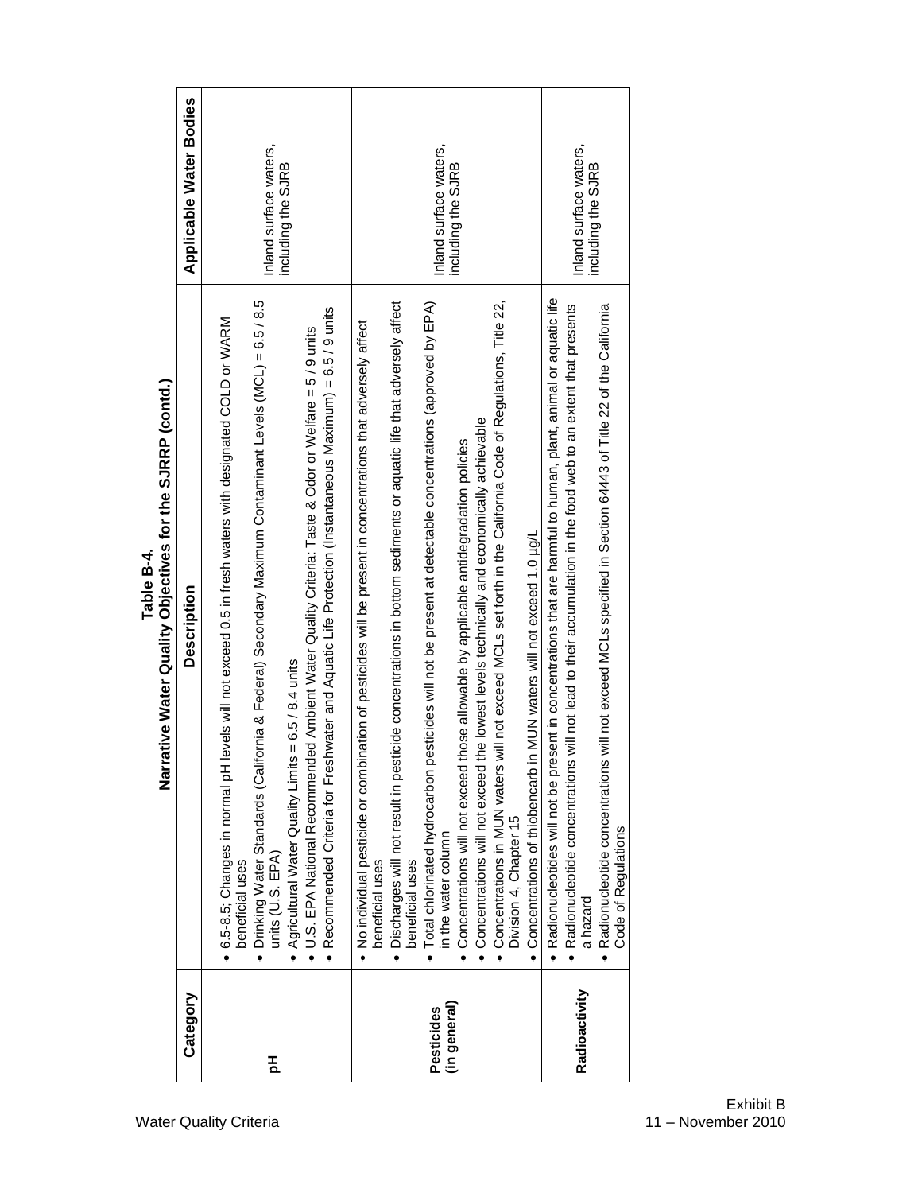**Table B-4.**
**Narrative Water Quality Objectives for the SJRRP (contd.)**

| Category | Description | Applicable Water Bodies |
|---|---|---|
| **pH** | • 6.5-8.5; Changes in normal pH levels will not exceed 0.5 in fresh waters with designated COLD or WARM beneficial uses<br>• Drinking Water Standards (California & Federal) Secondary Maximum Contaminant Levels (MCL) = 6.5 / 8.5 units (U.S. EPA)<br>• Agricultural Water Quality Limits = 6.5 / 8.4 units<br>• U.S. EPA National Recommended Ambient Water Quality Criteria: Taste & Odor or Welfare = 5 / 9 units<br>• Recommended Criteria for Freshwater and Aquatic Life Protection (Instantaneous Maximum) = 6.5 / 9 units | Inland surface waters, including the SJRB |
| **Pesticides (in general)** | • No individual pesticide or combination of pesticides will be present in concentrations that adversely affect beneficial uses<br>• Discharges will not result in pesticide concentrations in bottom sediments or aquatic life that adversely affect beneficial uses<br>• Total chlorinated hydrocarbon pesticides will not be present at detectable concentrations (approved by EPA) in the water column<br>• Concentrations will not exceed those allowable by applicable antidegradation policies<br>• Concentrations will not exceed the lowest levels technically and economically achievable<br>• Concentrations in MUN waters will not exceed MCLs set forth in the California Code of Regulations, Title 22, Division 4, Chapter 15<br>• Concentrations of thiobencarb in MUN waters will not exceed 1.0 µg/L | Inland surface waters, including the SJRB |
| **Radioactivity** | • Radionucleotides will not be present in concentrations that are harmful to human, plant, animal or aquatic life<br>• Radionucleotide concentrations will not lead to their accumulation in the food web to an extent that presents a hazard<br>• Radionucleotide concentrations will not exceed MCLs specified in Section 64443 of Title 22 of the California Code of Regulations | Inland surface waters, including the SJRB |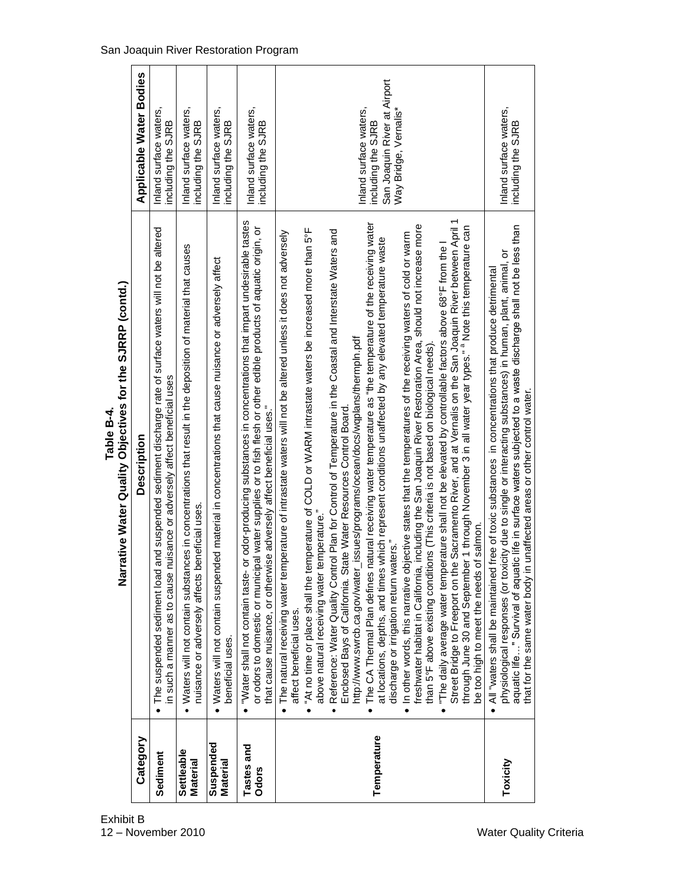**Table B-4.**
**Narrative Water Quality Objectives for the SJRRP (contd.)**

| Category | Description | Applicable Water Bodies |
|---|---|---|
| **Sediment** | • The suspended sediment load and suspended sediment discharge rate of surface waters will not be altered in such a manner as to cause nuisance or adversely affect beneficial uses | Inland surface waters, including the SJRB |
| **Settleable Material** | • Waters will not contain substances in concentrations that result in the deposition of material that causes nuisance or adversely affects beneficial uses. | Inland surface waters, including the SJRB |
| **Suspended Material** | • Waters will not contain suspended material in concentrations that cause nuisance or adversely affect beneficial uses. | Inland surface waters, including the SJRB |
| **Tastes and Odors** | • "Water shall not contain taste- or odor-producing substances in concentrations that impart undesirable tastes or odors to domestic or municipal water supplies or to fish flesh or other edible products of aquatic origin, or that cause nuisance, or otherwise adversely affect beneficial uses." | Inland surface waters, including the SJRB |
| **Temperature** | • The natural receiving water temperature of intrastate waters will not be altered unless it does not adversely affect beneficial uses. <br> • "At no time or place shall the temperature of COLD or WARM intrastate waters be increased more than 5°F above natural receiving water temperature." <br> • Reference: Water Quality Control Plan for Control of Temperature in the Coastal and Interstate Waters and Enclosed Bays of California. State Water Resources Control Board. http://www.swrcb.ca.gov/water_issues/programs/ocean/docs/wqplans/thermpln.pdf <br> • The CA Thermal Plan defines natural receiving water temperature as "the temperature of the receiving water at locations, depths, and times which represent conditions unaffected by any elevated temperature waste discharge or irrigation return waters." <br> • In other words, this narrative objective states that the temperatures of the receiving waters of cold or warm freshwater habitat in California, including the San Joaquin River Restoration Area, should not increase more than 5°F above existing conditions (This criteria is not based on biological needs). <br> • "The daily average water temperature shall not be elevated by controllable factors above 68°F from the I Street Bridge to Freeport on the Sacramento River, and at Vernalis on the San Joaquin River between April 1 through June 30 and September 1 through November 3 in all water year types." [a] Note this temperature can be too high to meet the needs of salmon. | Inland surface waters, including the SJRB <br> San Joaquin River at Airport Way Bridge, Vernalis* |
| **Toxicity** | • All "waters shall be maintained free of toxic substances in concentrations that produce detrimental physiological responses (or toxicity due to single or interacting substances) in human, plant, animal, or aquatic life..." Survival of aquatic life in surface waters subjected to a waste discharge shall not be less than that for the same water body in unaffected areas or other control water. | Inland surface waters, including the SJRB |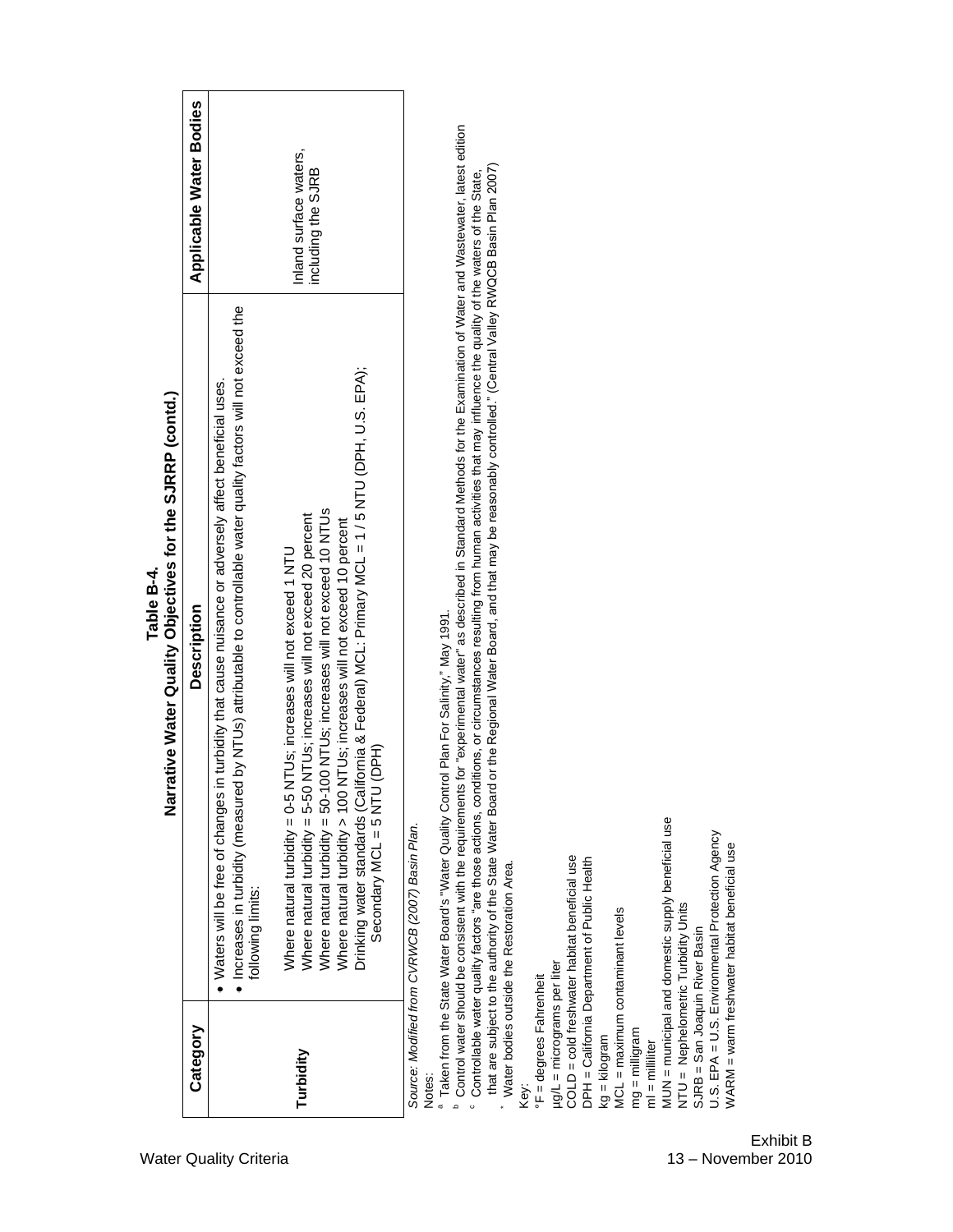**Table B-4.**
**Narrative Water Quality Objectives for the SJRRP (contd.)**

| Category | Description | Applicable Water Bodies |
|---|---|---|
| Turbidity | • Waters will be free of changes in turbidity that cause nuisance or adversely affect beneficial uses.<br>• Increases in turbidity (measured by NTUs) attributable to controllable water quality factors will not exceed the following limits:<br><br>Where natural turbidity = 0-5 NTUs; increases will not exceed 1 NTU<br>Where natural turbidity = 5-50 NTUs; increases will not exceed 20 percent<br>Where natural turbidity = 50-100 NTUs; increases will not exceed 10 NTUs<br>Where natural turbidity > 100 NTUs; increases will not exceed 10 percent<br>Drinking water standards (California & Federal) MCL: Primary MCL = 1 / 5 NTU (DPH, U.S. EPA); Secondary MCL = 5 NTU (DPH) | Inland surface waters, including the SJRB |

*Source: Modified from CVRWCB (2007) Basin Plan.*

Notes:

[a] Taken from the State Water Board's "Water Quality Control Plan For Salinity," May 1991.

[b] Control water should be consistent with the requirements for "experimental water" as described in Standard Methods for the Examination of Water and Wastewater, latest edition

[c] Controllable water quality factors "are those actions, conditions, or circumstances resulting from human activities that may influence the quality of the waters of the State, that are subject to the authority of the State Water Board or the Regional Water Board, and that may be reasonably controlled." (Central Valley RWQCB Basin Plan 2007)

[*] Water bodies outside the Restoration Area.

Key:
°F = degrees Fahrenheit
µg/L = micrograms per liter
COLD = cold freshwater habitat beneficial use
DPH = California Department of Public Health
kg = kilogram
MCL = maximum contaminant levels
mg = milligram
ml = milliliter
MUN = municipal and domestic supply beneficial use
NTU = Nephelometric Turbidity Units
SJRB = San Joaquin River Basin
U.S. EPA = U.S. Environmental Protection Agency
WARM = warm freshwater habitat beneficial use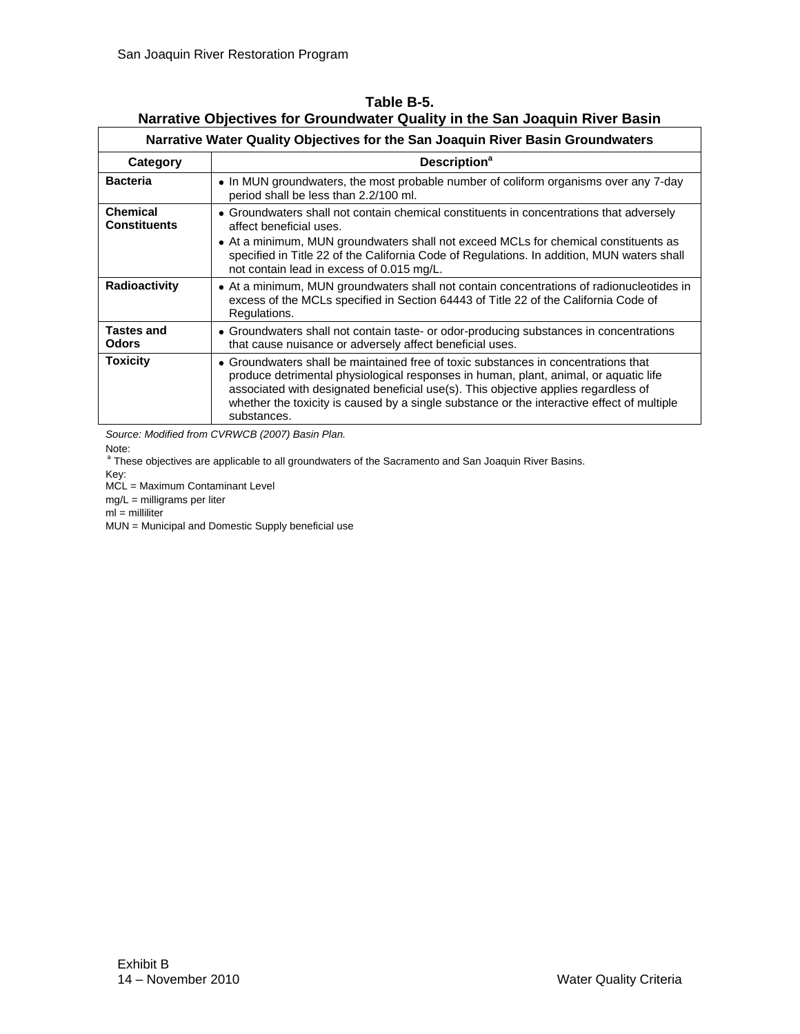**Table B-5.**
**Narrative Objectives for Groundwater Quality in the San Joaquin River Basin**

| Narrative Water Quality Objectives for the San Joaquin River Basin Groundwaters | |
|---|---|
| **Category** | **Description**[a] |
| **Bacteria** | • In MUN groundwaters, the most probable number of coliform organisms over any 7-day period shall be less than 2.2/100 ml. |
| **Chemical Constituents** | • Groundwaters shall not contain chemical constituents in concentrations that adversely affect beneficial uses. <br> • At a minimum, MUN groundwaters shall not exceed MCLs for chemical constituents as specified in Title 22 of the California Code of Regulations. In addition, MUN waters shall not contain lead in excess of 0.015 mg/L. |
| **Radioactivity** | • At a minimum, MUN groundwaters shall not contain concentrations of radionucleotides in excess of the MCLs specified in Section 64443 of Title 22 of the California Code of Regulations. |
| **Tastes and Odors** | • Groundwaters shall not contain taste- or odor-producing substances in concentrations that cause nuisance or adversely affect beneficial uses. |
| **Toxicity** | • Groundwaters shall be maintained free of toxic substances in concentrations that produce detrimental physiological responses in human, plant, animal, or aquatic life associated with designated beneficial use(s). This objective applies regardless of whether the toxicity is caused by a single substance or the interactive effect of multiple substances. |

*Source: Modified from CVRWCB (2007) Basin Plan.*

Note:
[a] These objectives are applicable to all groundwaters of the Sacramento and San Joaquin River Basins.

Key:
MCL = Maximum Contaminant Level
mg/L = milligrams per liter
ml = milliliter
MUN = Municipal and Domestic Supply beneficial use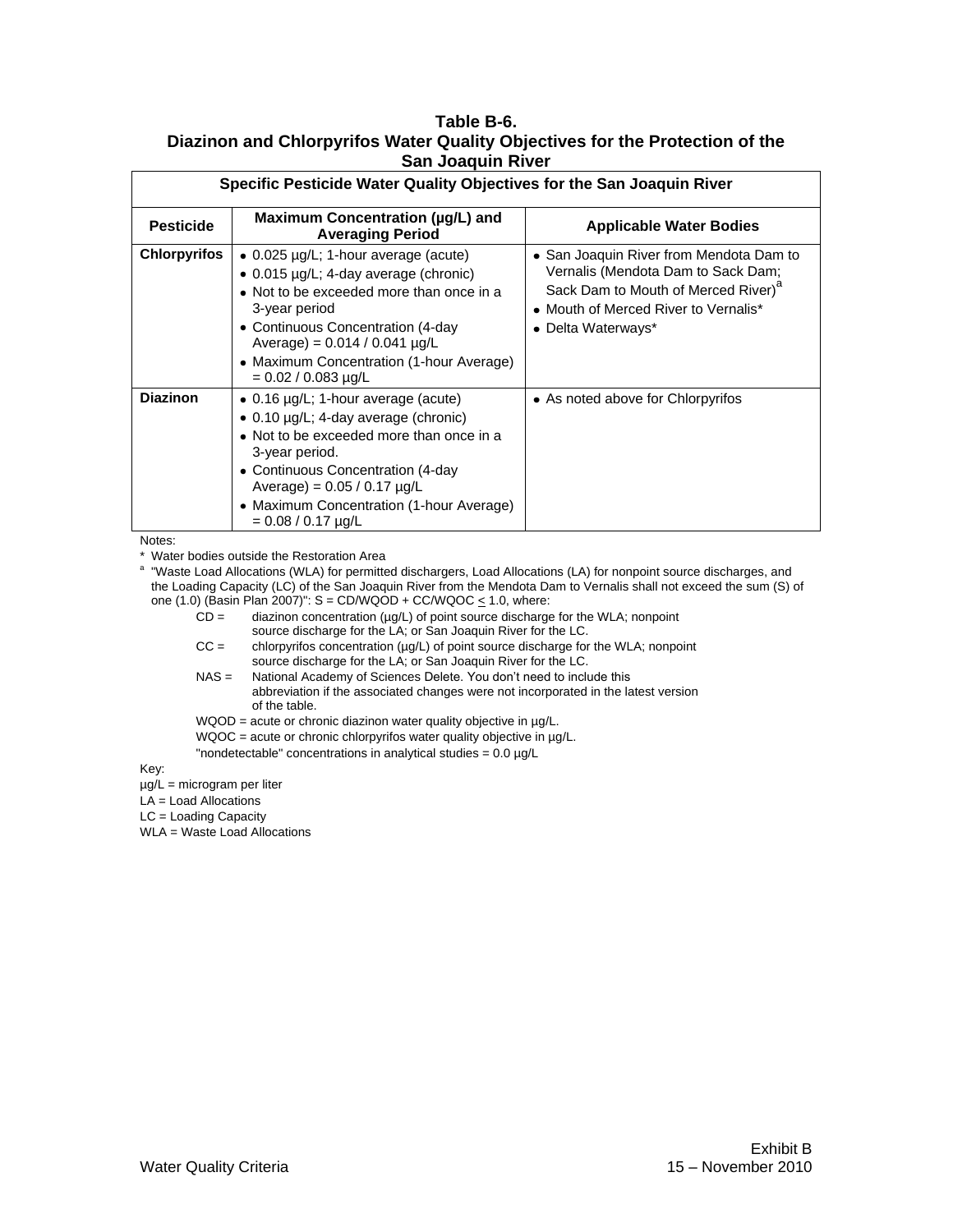**Table B-6.**
**Diazinon and Chlorpyrifos Water Quality Objectives for the Protection of the San Joaquin River**

| Specific Pesticide Water Quality Objectives for the San Joaquin River | | |
|---|---|---|
| **Pesticide** | **Maximum Concentration (µg/L) and Averaging Period** | **Applicable Water Bodies** |
| **Chlorpyrifos** | • 0.025 µg/L; 1-hour average (acute)<br>• 0.015 µg/L; 4-day average (chronic)<br>• Not to be exceeded more than once in a 3-year period<br>• Continuous Concentration (4-day Average) = 0.014 / 0.041 µg/L<br>• Maximum Concentration (1-hour Average) = 0.02 / 0.083 µg/L | • San Joaquin River from Mendota Dam to Vernalis (Mendota Dam to Sack Dam; Sack Dam to Mouth of Merced River)[a]<br>• Mouth of Merced River to Vernalis*<br>• Delta Waterways* |
| **Diazinon** | • 0.16 µg/L; 1-hour average (acute)<br>• 0.10 µg/L; 4-day average (chronic)<br>• Not to be exceeded more than once in a 3-year period.<br>• Continuous Concentration (4-day Average) = 0.05 / 0.17 µg/L<br>• Maximum Concentration (1-hour Average) = 0.08 / 0.17 µg/L | • As noted above for Chlorpyrifos |

Notes:

\* Water bodies outside the Restoration Area

[a] "Waste Load Allocations (WLA) for permitted dischargers, Load Allocations (LA) for nonpoint source discharges, and the Loading Capacity (LC) of the San Joaquin River from the Mendota Dam to Vernalis shall not exceed the sum (S) of one (1.0) (Basin Plan 2007)": $S = CD/WQOD + CC/WQOC \leq 1.0$, where:

- CD = diazinon concentration (µg/L) of point source discharge for the WLA; nonpoint source discharge for the LA; or San Joaquin River for the LC.
- CC = chlorpyrifos concentration (µg/L) of point source discharge for the WLA; nonpoint source discharge for the LA; or San Joaquin River for the LC.
- NAS = National Academy of Sciences Delete. You don't need to include this abbreviation if the associated changes were not incorporated in the latest version of the table.
- WQOD = acute or chronic diazinon water quality objective in µg/L.
- WQOC = acute or chronic chlorpyrifos water quality objective in µg/L.
- "nondetectable" concentrations in analytical studies = 0.0 µg/L

Key:

µg/L = microgram per liter

LA = Load Allocations

LC = Loading Capacity

WLA = Waste Load Allocations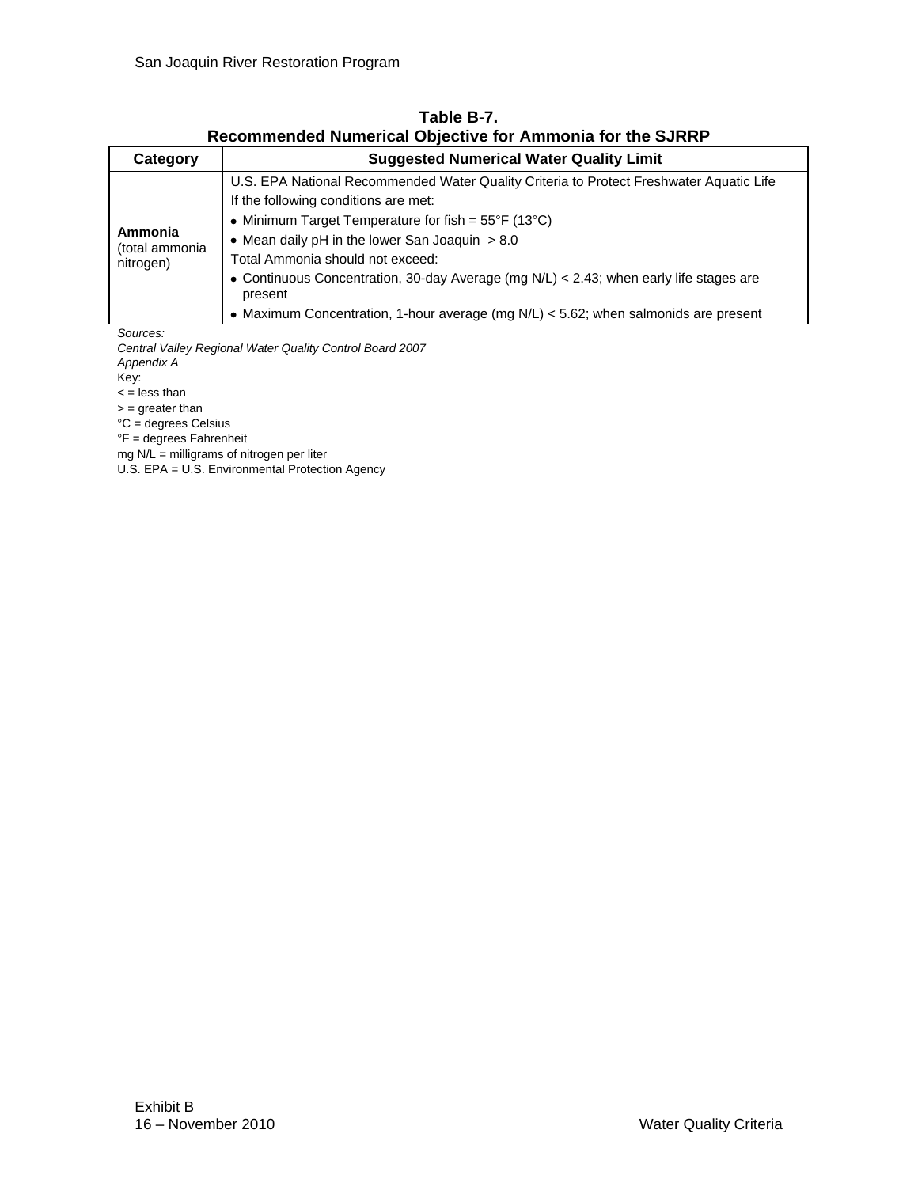**Table B-7.**
**Recommended Numerical Objective for Ammonia for the SJRRP**

| Category | Suggested Numerical Water Quality Limit |
| --- | --- |
| **Ammonia** (total ammonia nitrogen) | U.S. EPA National Recommended Water Quality Criteria to Protect Freshwater Aquatic Life<br>If the following conditions are met:<br>• Minimum Target Temperature for fish = 55°F (13°C)<br>• Mean daily pH in the lower San Joaquin > 8.0<br>Total Ammonia should not exceed:<br>• Continuous Concentration, 30-day Average (mg N/L) < 2.43; when early life stages are present<br>• Maximum Concentration, 1-hour average (mg N/L) < 5.62; when salmonids are present |

*Sources:*
*Central Valley Regional Water Quality Control Board 2007*
*Appendix A*

Key:
< = less than
> = greater than
°C = degrees Celsius
°F = degrees Fahrenheit
mg N/L = milligrams of nitrogen per liter
U.S. EPA = U.S. Environmental Protection Agency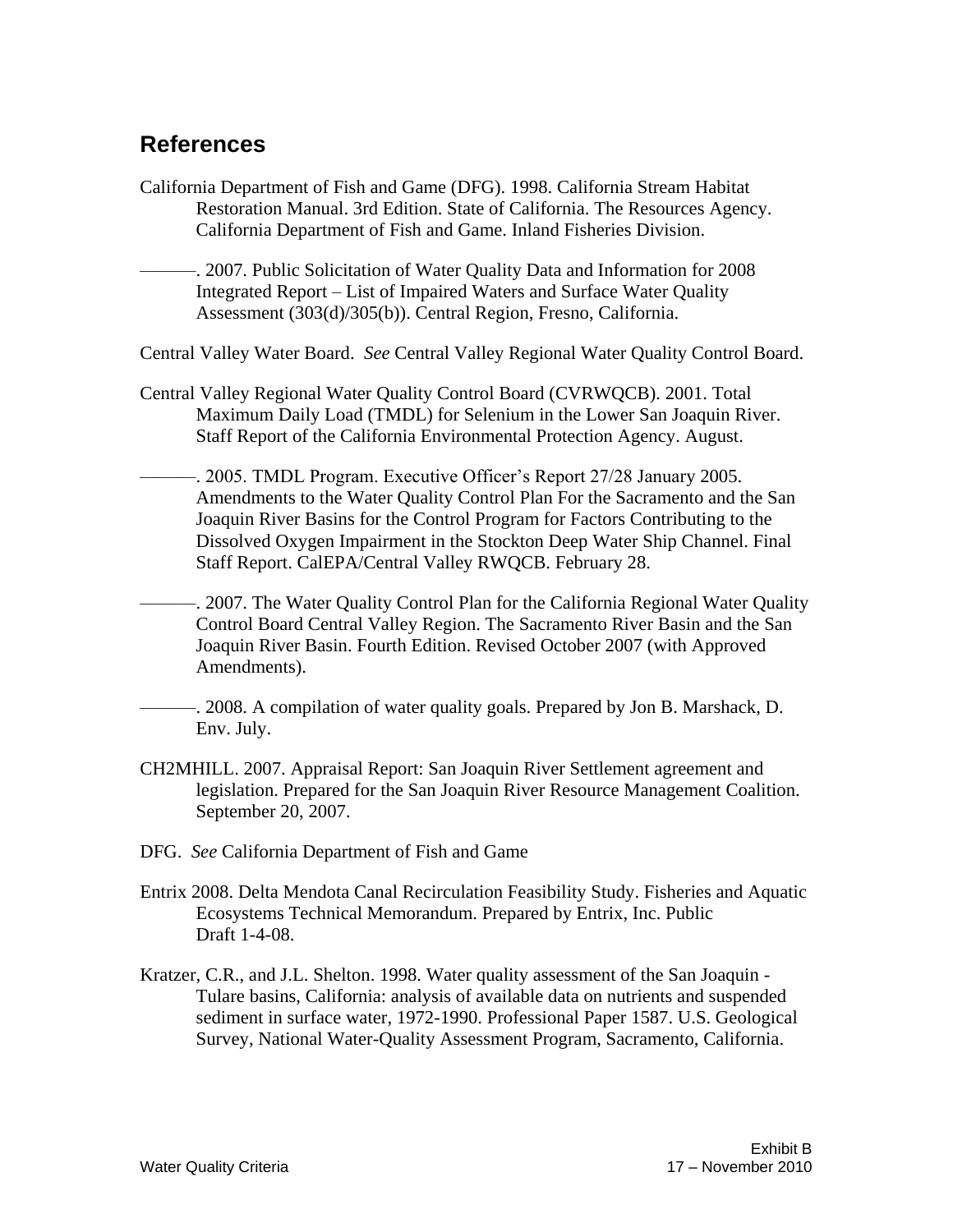## References

California Department of Fish and Game (DFG). 1998. California Stream Habitat Restoration Manual. 3rd Edition. State of California. The Resources Agency. California Department of Fish and Game. Inland Fisheries Division.

———. 2007. Public Solicitation of Water Quality Data and Information for 2008 Integrated Report – List of Impaired Waters and Surface Water Quality Assessment (303(d)/305(b)). Central Region, Fresno, California.

Central Valley Water Board. *See* Central Valley Regional Water Quality Control Board.

Central Valley Regional Water Quality Control Board (CVRWQCB). 2001. Total Maximum Daily Load (TMDL) for Selenium in the Lower San Joaquin River. Staff Report of the California Environmental Protection Agency. August.

———. 2005. TMDL Program. Executive Officer's Report 27/28 January 2005. Amendments to the Water Quality Control Plan For the Sacramento and the San Joaquin River Basins for the Control Program for Factors Contributing to the Dissolved Oxygen Impairment in the Stockton Deep Water Ship Channel. Final Staff Report. CalEPA/Central Valley RWQCB. February 28.

———. 2007. The Water Quality Control Plan for the California Regional Water Quality Control Board Central Valley Region. The Sacramento River Basin and the San Joaquin River Basin. Fourth Edition. Revised October 2007 (with Approved Amendments).

———. 2008. A compilation of water quality goals. Prepared by Jon B. Marshack, D. Env. July.

CH2MHILL. 2007. Appraisal Report: San Joaquin River Settlement agreement and legislation. Prepared for the San Joaquin River Resource Management Coalition. September 20, 2007.

DFG. *See* California Department of Fish and Game

Entrix 2008. Delta Mendota Canal Recirculation Feasibility Study. Fisheries and Aquatic Ecosystems Technical Memorandum. Prepared by Entrix, Inc. Public Draft 1-4-08.

Kratzer, C.R., and J.L. Shelton. 1998. Water quality assessment of the San Joaquin - Tulare basins, California: analysis of available data on nutrients and suspended sediment in surface water, 1972-1990. Professional Paper 1587. U.S. Geological Survey, National Water-Quality Assessment Program, Sacramento, California.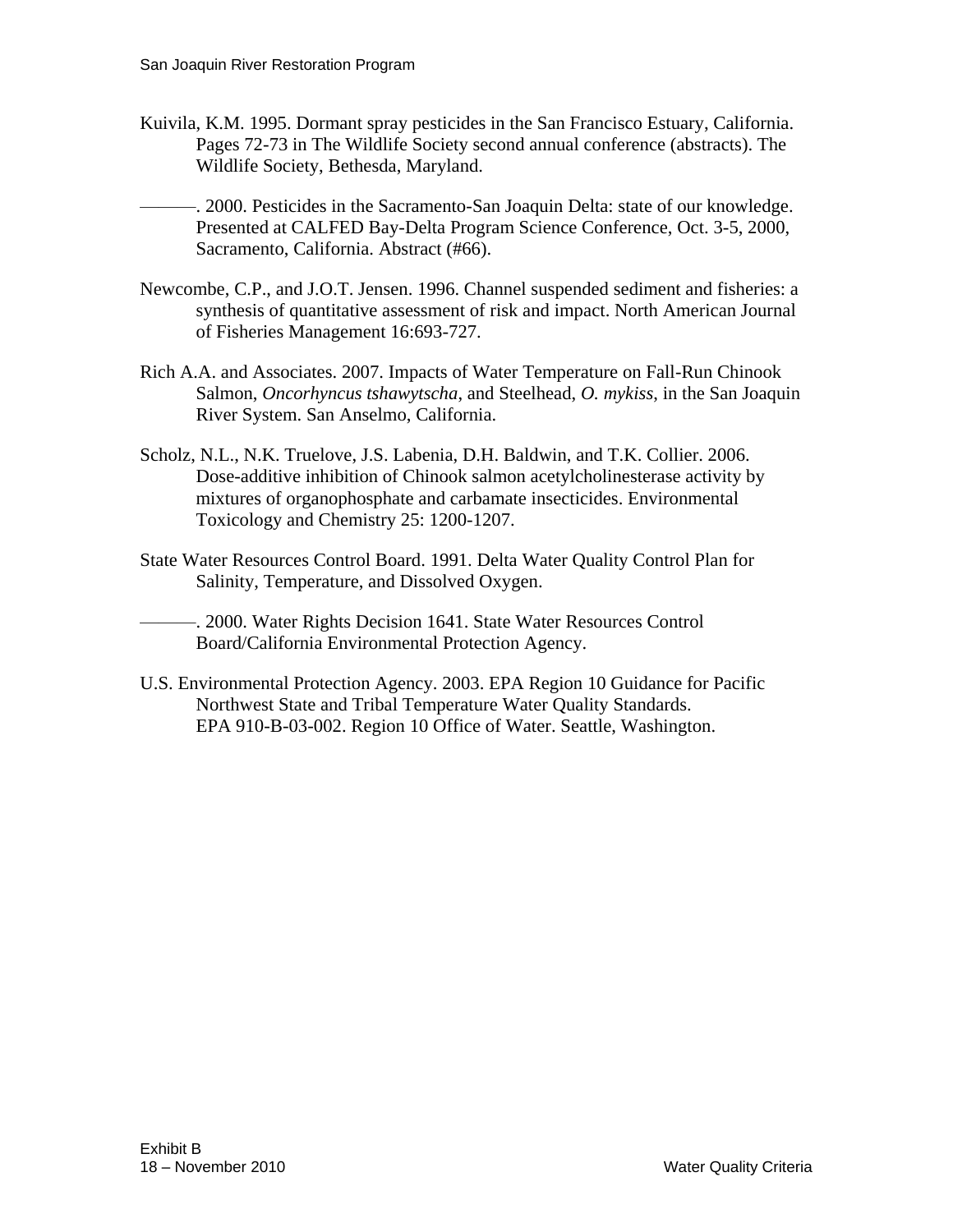Kuivila, K.M. 1995. Dormant spray pesticides in the San Francisco Estuary, California. Pages 72-73 in The Wildlife Society second annual conference (abstracts). The Wildlife Society, Bethesda, Maryland.

———. 2000. Pesticides in the Sacramento-San Joaquin Delta: state of our knowledge. Presented at CALFED Bay-Delta Program Science Conference, Oct. 3-5, 2000, Sacramento, California. Abstract (#66).

Newcombe, C.P., and J.O.T. Jensen. 1996. Channel suspended sediment and fisheries: a synthesis of quantitative assessment of risk and impact. North American Journal of Fisheries Management 16:693-727.

Rich A.A. and Associates. 2007. Impacts of Water Temperature on Fall-Run Chinook Salmon, *Oncorhyncus tshawytscha*, and Steelhead, *O. mykiss*, in the San Joaquin River System. San Anselmo, California.

Scholz, N.L., N.K. Truelove, J.S. Labenia, D.H. Baldwin, and T.K. Collier. 2006. Dose-additive inhibition of Chinook salmon acetylcholinesterase activity by mixtures of organophosphate and carbamate insecticides. Environmental Toxicology and Chemistry 25: 1200-1207.

State Water Resources Control Board. 1991. Delta Water Quality Control Plan for Salinity, Temperature, and Dissolved Oxygen.

———. 2000. Water Rights Decision 1641. State Water Resources Control Board/California Environmental Protection Agency.

U.S. Environmental Protection Agency. 2003. EPA Region 10 Guidance for Pacific Northwest State and Tribal Temperature Water Quality Standards. EPA 910-B-03-002. Region 10 Office of Water. Seattle, Washington.